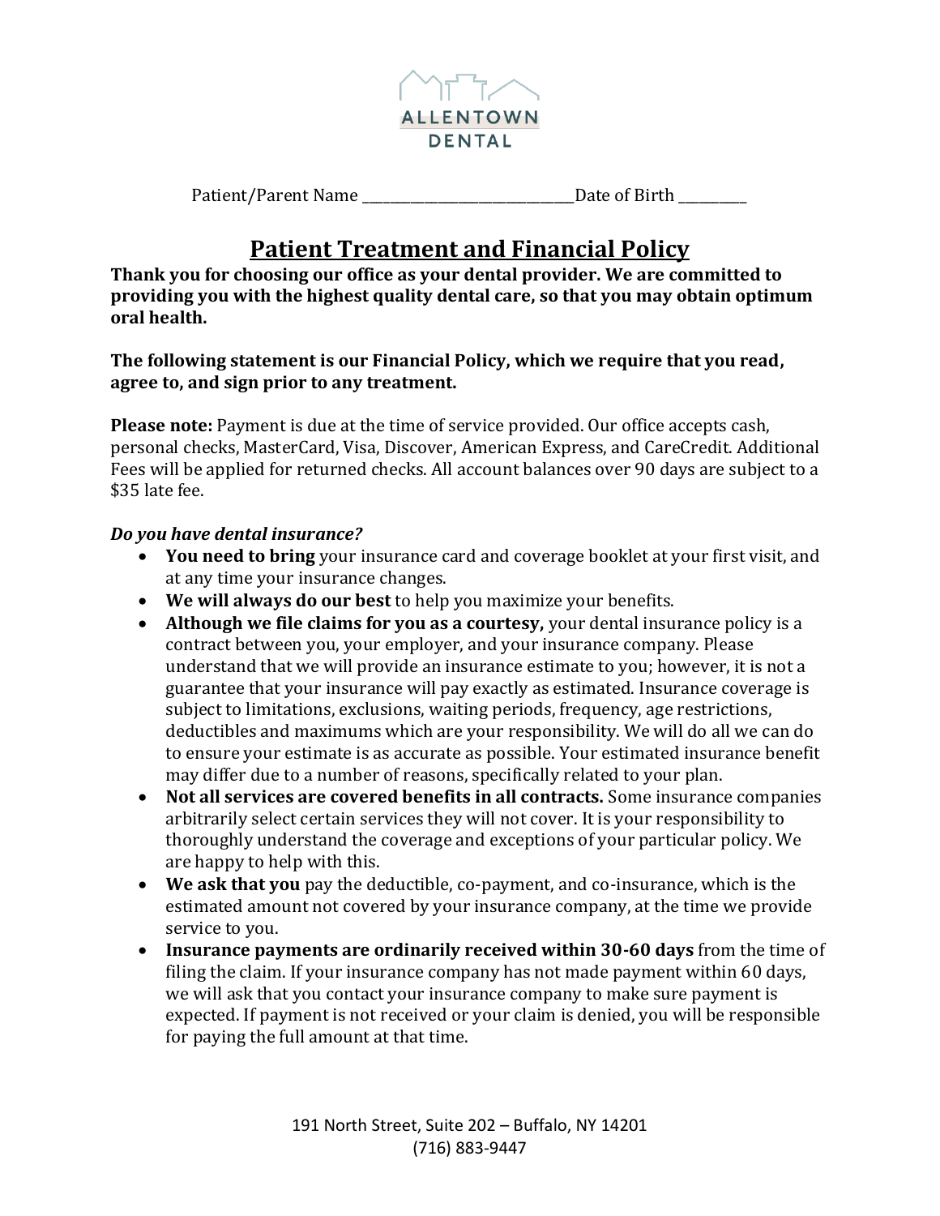ALLENTOWN DENTAL

Patient/Parent Name ______________________________Date of Birth __________

# Patient Treatment and Financial Policy

**Thank you for choosing our office as your dental provider. We are committed to providing you with the highest quality dental care, so that you may obtain optimum oral health.**

**The following statement is our Financial Policy, which we require that you read, agree to, and sign prior to any treatment.**

**Please note:** Payment is due at the time of service provided. Our office accepts cash, personal checks, MasterCard, Visa, Discover, American Express, and CareCredit. Additional Fees will be applied for returned checks. All account balances over 90 days are subject to a $35 late fee.

***Do you have dental insurance?***

- **You need to bring** your insurance card and coverage booklet at your first visit, and at any time your insurance changes.
- **We will always do our best** to help you maximize your benefits.
- **Although we file claims for you as a courtesy,** your dental insurance policy is a contract between you, your employer, and your insurance company. Please understand that we will provide an insurance estimate to you; however, it is not a guarantee that your insurance will pay exactly as estimated. Insurance coverage is subject to limitations, exclusions, waiting periods, frequency, age restrictions, deductibles and maximums which are your responsibility. We will do all we can do to ensure your estimate is as accurate as possible. Your estimated insurance benefit may differ due to a number of reasons, specifically related to your plan.
- **Not all services are covered benefits in all contracts.** Some insurance companies arbitrarily select certain services they will not cover. It is your responsibility to thoroughly understand the coverage and exceptions of your particular policy. We are happy to help with this.
- **We ask that you** pay the deductible, co-payment, and co-insurance, which is the estimated amount not covered by your insurance company, at the time we provide service to you.
- **Insurance payments are ordinarily received within 30-60 days** from the time of filing the claim. If your insurance company has not made payment within 60 days, we will ask that you contact your insurance company to make sure payment is expected. If payment is not received or your claim is denied, you will be responsible for paying the full amount at that time.

191 North Street, Suite 202 – Buffalo, NY 14201
(716) 883-9447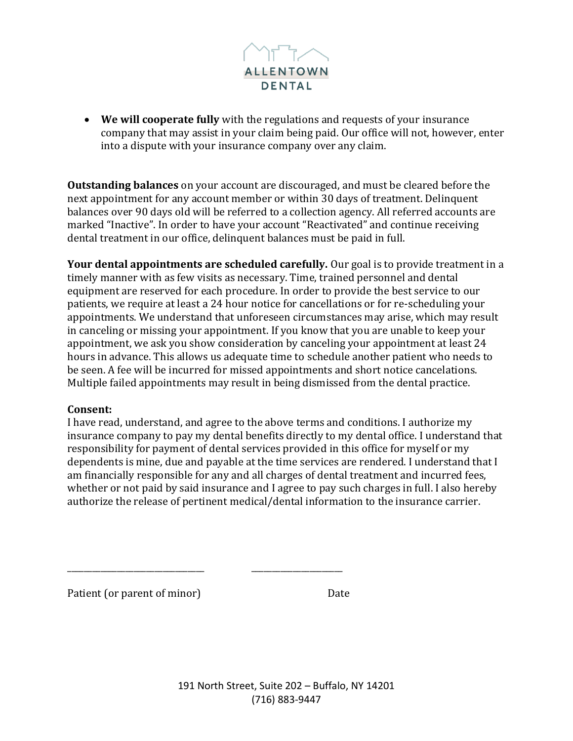ALLENTOWN DENTAL

- **We will cooperate fully** with the regulations and requests of your insurance company that may assist in your claim being paid. Our office will not, however, enter into a dispute with your insurance company over any claim.

**Outstanding balances** on your account are discouraged, and must be cleared before the next appointment for any account member or within 30 days of treatment. Delinquent balances over 90 days old will be referred to a collection agency. All referred accounts are marked "Inactive". In order to have your account "Reactivated" and continue receiving dental treatment in our office, delinquent balances must be paid in full.

**Your dental appointments are scheduled carefully.** Our goal is to provide treatment in a timely manner with as few visits as necessary. Time, trained personnel and dental equipment are reserved for each procedure. In order to provide the best service to our patients, we require at least a 24 hour notice for cancellations or for re-scheduling your appointments. We understand that unforeseen circumstances may arise, which may result in canceling or missing your appointment. If you know that you are unable to keep your appointment, we ask you show consideration by canceling your appointment at least 24 hours in advance. This allows us adequate time to schedule another patient who needs to be seen. A fee will be incurred for missed appointments and short notice cancelations. Multiple failed appointments may result in being dismissed from the dental practice.

**Consent:**
I have read, understand, and agree to the above terms and conditions. I authorize my insurance company to pay my dental benefits directly to my dental office. I understand that responsibility for payment of dental services provided in this office for myself or my dependents is mine, due and payable at the time services are rendered. I understand that I am financially responsible for any and all charges of dental treatment and incurred fees, whether or not paid by said insurance and I agree to pay such charges in full. I also hereby authorize the release of pertinent medical/dental information to the insurance carrier.

______________________________ ____________________

Patient (or parent of minor) Date

191 North Street, Suite 202 – Buffalo, NY 14201
(716) 883-9447